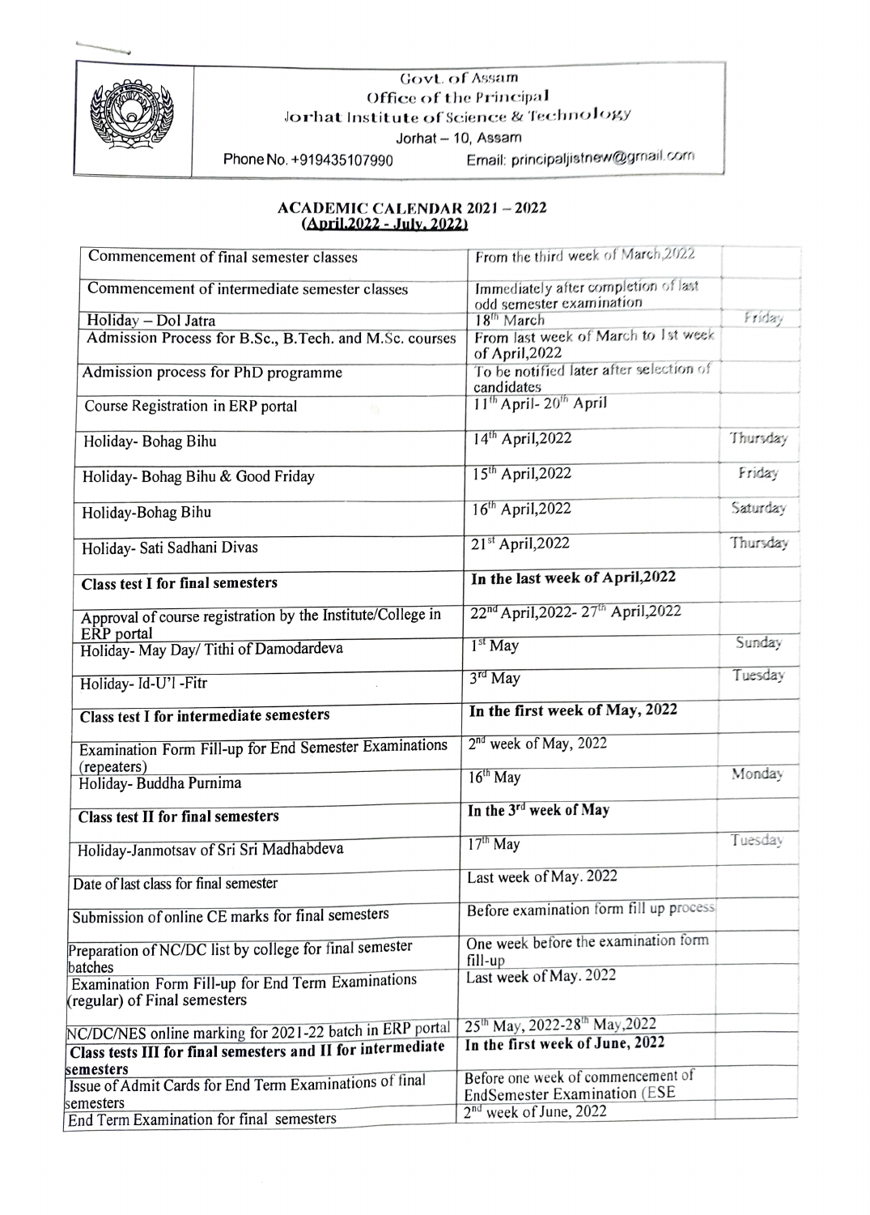Govt. of Assam
Office of the Principal
Jorhat Institute of Science & Technology
Jorhat – 10, Assam

Phone No. +919435107990 Email: principaljistnew@gmail.com

## ACADEMIC CALENDAR 2021 – 2022
**(April,2022 - July, 2022)**

| | | |
|---|---|---|
| Commencement of final semester classes | From the third week of March,2022 | |
| Commencement of intermediate semester classes | Immediately after completion of last odd semester examination | |
| Holiday – Dol Jatra | 18th March | Friday |
| Admission Process for B.Sc., B.Tech. and M.Sc. courses | From last week of March to 1st week of April,2022 | |
| Admission process for PhD programme | To be notified later after selection of candidates | |
| Course Registration in ERP portal | 11th April- 20th April | |
| Holiday- Bohag Bihu | 14th April,2022 | Thursday |
| Holiday- Bohag Bihu & Good Friday | 15th April,2022 | Friday |
| Holiday-Bohag Bihu | 16th April,2022 | Saturday |
| Holiday- Sati Sadhani Divas | 21st April,2022 | Thursday |
| **Class test I for final semesters** | **In the last week of April,2022** | |
| Approval of course registration by the Institute/College in ERP portal | 22nd April,2022- 27th April,2022 | |
| Holiday- May Day/ Tithi of Damodardeva | 1st May | Sunday |
| Holiday- Id-U'l -Fitr | 3rd May | Tuesday |
| **Class test I for intermediate semesters** | **In the first week of May, 2022** | |
| Examination Form Fill-up for End Semester Examinations (repeaters) | 2nd week of May, 2022 | |
| Holiday- Buddha Purnima | 16th May | Monday |
| **Class test II for final semesters** | **In the 3rd week of May** | |
| Holiday-Janmotsav of Sri Sri Madhabdeva | 17th May | Tuesday |
| Date of last class for final semester | Last week of May. 2022 | |
| Submission of online CE marks for final semesters | Before examination form fill up process | |
| Preparation of NC/DC list by college for final semester batches | One week before the examination form fill-up | |
| Examination Form Fill-up for End Term Examinations (regular) of Final semesters | Last week of May. 2022 | |
| NC/DC/NES online marking for 2021-22 batch in ERP portal | 25th May, 2022-28th May,2022 | |
| **Class tests III for final semesters and II for intermediate semesters** | **In the first week of June, 2022** | |
| Issue of Admit Cards for End Term Examinations of final semesters | Before one week of commencement of EndSemester Examination (ESE | |
| End Term Examination for final semesters | 2nd week of June, 2022 | |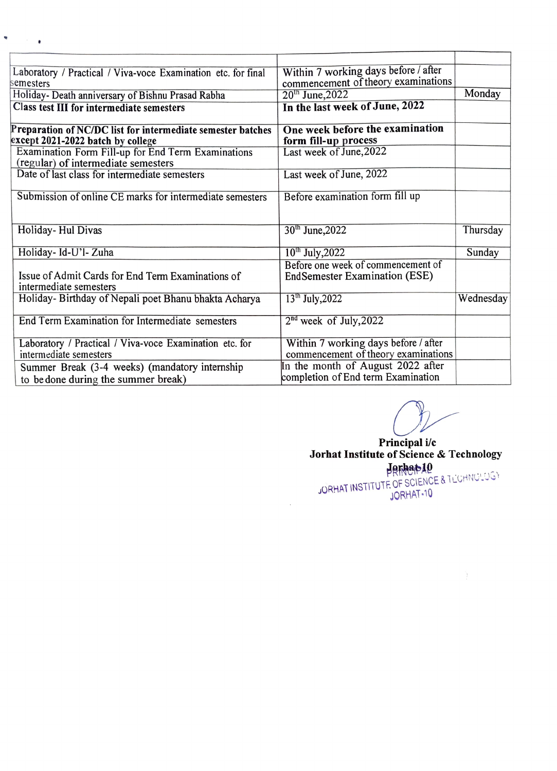| | | |
|---|---|---|
| Laboratory / Practical / Viva-voce Examination etc. for final semesters | Within 7 working days before / after commencement of theory examinations | |
| Holiday- Death anniversary of Bishnu Prasad Rabha | 20th June,2022 | Monday |
| **Class test III for intermediate semesters** | **In the last week of June, 2022** | |
| **Preparation of NC/DC list for intermediate semester batches except 2021-2022 batch by college** | **One week before the examination form fill-up process** | |
| Examination Form Fill-up for End Term Examinations (regular) of intermediate semesters | Last week of June,2022 | |
| Date of last class for intermediate semesters | Last week of June, 2022 | |
| Submission of online CE marks for intermediate semesters | Before examination form fill up | |
| Holiday- Hul Divas | 30th June,2022 | Thursday |
| Holiday- Id-U'l- Zuha | 10th July,2022 | Sunday |
| Issue of Admit Cards for End Term Examinations of intermediate semesters | Before one week of commencement of EndSemester Examination (ESE) | |
| Holiday- Birthday of Nepali poet Bhanu bhakta Acharya | 13th July,2022 | Wednesday |
| End Term Examination for Intermediate semesters | 2nd week of July,2022 | |
| Laboratory / Practical / Viva-voce Examination etc. for intermediate semesters | Within 7 working days before / after commencement of theory examinations | |
| Summer Break (3-4 weeks) (mandatory internship to be done during the summer break) | In the month of August 2022 after completion of End term Examination | |

**Principal i/c**
**Jorhat Institute of Science & Technology**
**Jorhat-10**

PRINCIPAL
JORHAT INSTITUTE OF SCIENCE & TECHNOLOGY
JORHAT-10